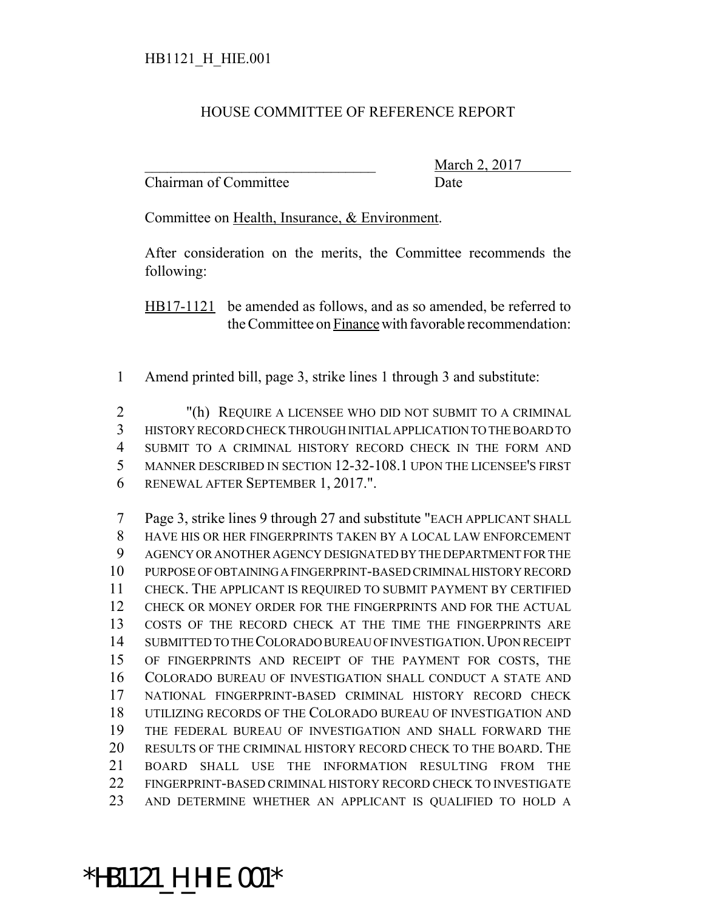HB1121_H_HIE.001

HOUSE COMMITTEE OF REFERENCE REPORT

_______________________________ March 2, 2017
Chairman of Committee Date

Committee on Health, Insurance, & Environment.

After consideration on the merits, the Committee recommends the following:

HB17-1121 be amended as follows, and as so amended, be referred to the Committee on Finance with favorable recommendation:

1 Amend printed bill, page 3, strike lines 1 through 3 and substitute:

2 "(h) REQUIRE A LICENSEE WHO DID NOT SUBMIT TO A CRIMINAL
3 HISTORY RECORD CHECK THROUGH INITIAL APPLICATION TO THE BOARD TO
4 SUBMIT TO A CRIMINAL HISTORY RECORD CHECK IN THE FORM AND
5 MANNER DESCRIBED IN SECTION 12-32-108.1 UPON THE LICENSEE'S FIRST
6 RENEWAL AFTER SEPTEMBER 1, 2017.".

7 Page 3, strike lines 9 through 27 and substitute "EACH APPLICANT SHALL
8 HAVE HIS OR HER FINGERPRINTS TAKEN BY A LOCAL LAW ENFORCEMENT
9 AGENCY OR ANOTHER AGENCY DESIGNATED BY THE DEPARTMENT FOR THE
10 PURPOSE OF OBTAINING A FINGERPRINT-BASED CRIMINAL HISTORY RECORD
11 CHECK. THE APPLICANT IS REQUIRED TO SUBMIT PAYMENT BY CERTIFIED
12 CHECK OR MONEY ORDER FOR THE FINGERPRINTS AND FOR THE ACTUAL
13 COSTS OF THE RECORD CHECK AT THE TIME THE FINGERPRINTS ARE
14 SUBMITTED TO THE COLORADO BUREAU OF INVESTIGATION. UPON RECEIPT
15 OF FINGERPRINTS AND RECEIPT OF THE PAYMENT FOR COSTS, THE
16 COLORADO BUREAU OF INVESTIGATION SHALL CONDUCT A STATE AND
17 NATIONAL FINGERPRINT-BASED CRIMINAL HISTORY RECORD CHECK
18 UTILIZING RECORDS OF THE COLORADO BUREAU OF INVESTIGATION AND
19 THE FEDERAL BUREAU OF INVESTIGATION AND SHALL FORWARD THE
20 RESULTS OF THE CRIMINAL HISTORY RECORD CHECK TO THE BOARD. THE
21 BOARD SHALL USE THE INFORMATION RESULTING FROM THE
22 FINGERPRINT-BASED CRIMINAL HISTORY RECORD CHECK TO INVESTIGATE
23 AND DETERMINE WHETHER AN APPLICANT IS QUALIFIED TO HOLD A

*HB1121_H_HIE.001*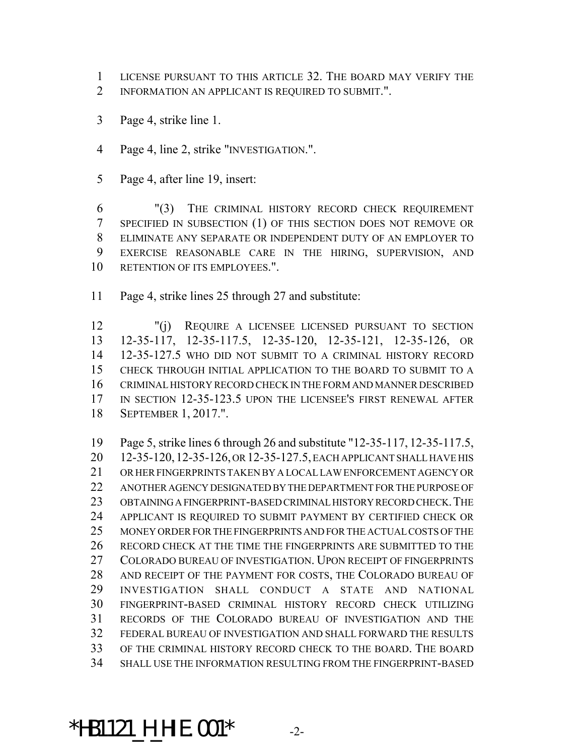LICENSE PURSUANT TO THIS ARTICLE 32. THE BOARD MAY VERIFY THE INFORMATION AN APPLICANT IS REQUIRED TO SUBMIT.".

Page 4, strike line 1.

Page 4, line 2, strike "INVESTIGATION.".

Page 4, after line 19, insert:

"(3) THE CRIMINAL HISTORY RECORD CHECK REQUIREMENT SPECIFIED IN SUBSECTION (1) OF THIS SECTION DOES NOT REMOVE OR ELIMINATE ANY SEPARATE OR INDEPENDENT DUTY OF AN EMPLOYER TO EXERCISE REASONABLE CARE IN THE HIRING, SUPERVISION, AND RETENTION OF ITS EMPLOYEES.".

Page 4, strike lines 25 through 27 and substitute:

"(j) REQUIRE A LICENSEE LICENSED PURSUANT TO SECTION 12-35-117, 12-35-117.5, 12-35-120, 12-35-121, 12-35-126, OR 12-35-127.5 WHO DID NOT SUBMIT TO A CRIMINAL HISTORY RECORD CHECK THROUGH INITIAL APPLICATION TO THE BOARD TO SUBMIT TO A CRIMINAL HISTORY RECORD CHECK IN THE FORM AND MANNER DESCRIBED IN SECTION 12-35-123.5 UPON THE LICENSEE'S FIRST RENEWAL AFTER SEPTEMBER 1, 2017.".

Page 5, strike lines 6 through 26 and substitute "12-35-117, 12-35-117.5, 12-35-120, 12-35-126, OR 12-35-127.5, EACH APPLICANT SHALL HAVE HIS OR HER FINGERPRINTS TAKEN BY A LOCAL LAW ENFORCEMENT AGENCY OR ANOTHER AGENCY DESIGNATED BY THE DEPARTMENT FOR THE PURPOSE OF OBTAINING A FINGERPRINT-BASED CRIMINAL HISTORY RECORD CHECK. THE APPLICANT IS REQUIRED TO SUBMIT PAYMENT BY CERTIFIED CHECK OR MONEY ORDER FOR THE FINGERPRINTS AND FOR THE ACTUAL COSTS OF THE RECORD CHECK AT THE TIME THE FINGERPRINTS ARE SUBMITTED TO THE COLORADO BUREAU OF INVESTIGATION. UPON RECEIPT OF FINGERPRINTS AND RECEIPT OF THE PAYMENT FOR COSTS, THE COLORADO BUREAU OF INVESTIGATION SHALL CONDUCT A STATE AND NATIONAL FINGERPRINT-BASED CRIMINAL HISTORY RECORD CHECK UTILIZING RECORDS OF THE COLORADO BUREAU OF INVESTIGATION AND THE FEDERAL BUREAU OF INVESTIGATION AND SHALL FORWARD THE RESULTS OF THE CRIMINAL HISTORY RECORD CHECK TO THE BOARD. THE BOARD SHALL USE THE INFORMATION RESULTING FROM THE FINGERPRINT-BASED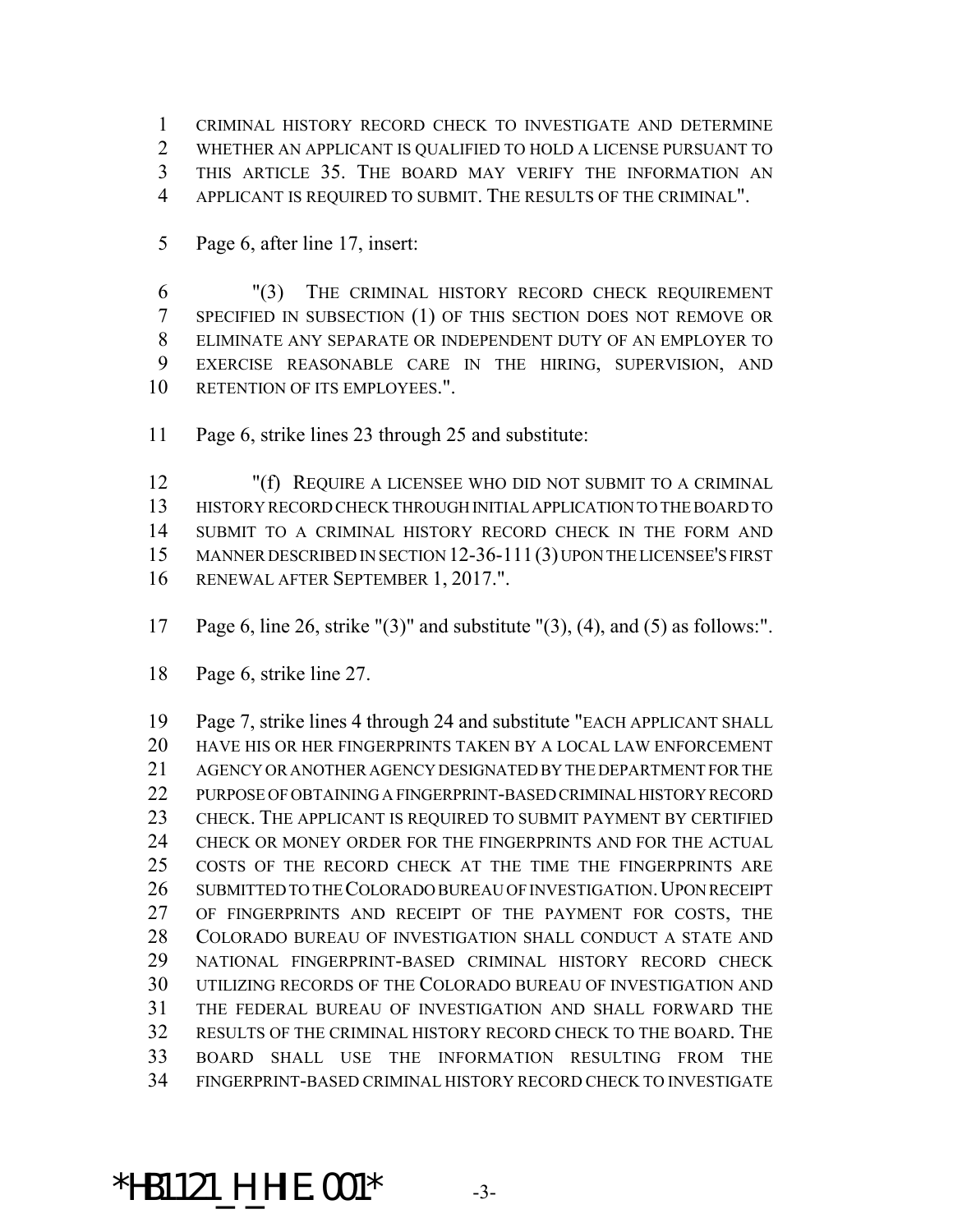CRIMINAL HISTORY RECORD CHECK TO INVESTIGATE AND DETERMINE WHETHER AN APPLICANT IS QUALIFIED TO HOLD A LICENSE PURSUANT TO THIS ARTICLE 35. THE BOARD MAY VERIFY THE INFORMATION AN APPLICANT IS REQUIRED TO SUBMIT. THE RESULTS OF THE CRIMINAL".

Page 6, after line 17, insert:

"(3) THE CRIMINAL HISTORY RECORD CHECK REQUIREMENT SPECIFIED IN SUBSECTION (1) OF THIS SECTION DOES NOT REMOVE OR ELIMINATE ANY SEPARATE OR INDEPENDENT DUTY OF AN EMPLOYER TO EXERCISE REASONABLE CARE IN THE HIRING, SUPERVISION, AND RETENTION OF ITS EMPLOYEES.".

Page 6, strike lines 23 through 25 and substitute:

"(f) REQUIRE A LICENSEE WHO DID NOT SUBMIT TO A CRIMINAL HISTORY RECORD CHECK THROUGH INITIAL APPLICATION TO THE BOARD TO SUBMIT TO A CRIMINAL HISTORY RECORD CHECK IN THE FORM AND MANNER DESCRIBED IN SECTION 12-36-111 (3) UPON THE LICENSEE'S FIRST RENEWAL AFTER SEPTEMBER 1, 2017.".

Page 6, line 26, strike "(3)" and substitute "(3), (4), and (5) as follows:".

Page 6, strike line 27.

Page 7, strike lines 4 through 24 and substitute "EACH APPLICANT SHALL HAVE HIS OR HER FINGERPRINTS TAKEN BY A LOCAL LAW ENFORCEMENT AGENCY OR ANOTHER AGENCY DESIGNATED BY THE DEPARTMENT FOR THE PURPOSE OF OBTAINING A FINGERPRINT-BASED CRIMINAL HISTORY RECORD CHECK. THE APPLICANT IS REQUIRED TO SUBMIT PAYMENT BY CERTIFIED CHECK OR MONEY ORDER FOR THE FINGERPRINTS AND FOR THE ACTUAL COSTS OF THE RECORD CHECK AT THE TIME THE FINGERPRINTS ARE SUBMITTED TO THE COLORADO BUREAU OF INVESTIGATION. UPON RECEIPT OF FINGERPRINTS AND RECEIPT OF THE PAYMENT FOR COSTS, THE COLORADO BUREAU OF INVESTIGATION SHALL CONDUCT A STATE AND NATIONAL FINGERPRINT-BASED CRIMINAL HISTORY RECORD CHECK UTILIZING RECORDS OF THE COLORADO BUREAU OF INVESTIGATION AND THE FEDERAL BUREAU OF INVESTIGATION AND SHALL FORWARD THE RESULTS OF THE CRIMINAL HISTORY RECORD CHECK TO THE BOARD. THE BOARD SHALL USE THE INFORMATION RESULTING FROM THE FINGERPRINT-BASED CRIMINAL HISTORY RECORD CHECK TO INVESTIGATE

*HB1121_H_HIE.001*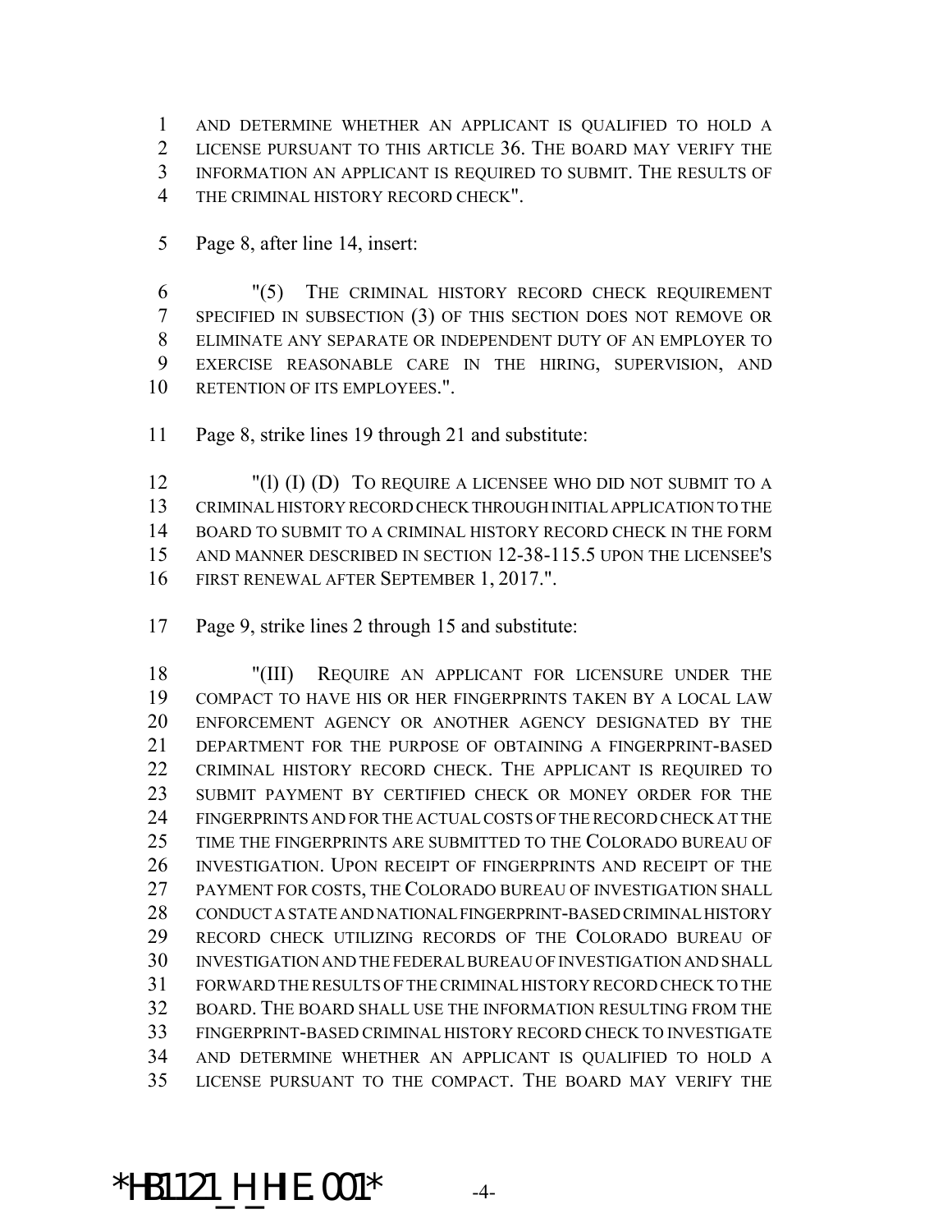AND DETERMINE WHETHER AN APPLICANT IS QUALIFIED TO HOLD A LICENSE PURSUANT TO THIS ARTICLE 36. THE BOARD MAY VERIFY THE INFORMATION AN APPLICANT IS REQUIRED TO SUBMIT. THE RESULTS OF THE CRIMINAL HISTORY RECORD CHECK".

Page 8, after line 14, insert:

"(5) THE CRIMINAL HISTORY RECORD CHECK REQUIREMENT SPECIFIED IN SUBSECTION (3) OF THIS SECTION DOES NOT REMOVE OR ELIMINATE ANY SEPARATE OR INDEPENDENT DUTY OF AN EMPLOYER TO EXERCISE REASONABLE CARE IN THE HIRING, SUPERVISION, AND RETENTION OF ITS EMPLOYEES.".

Page 8, strike lines 19 through 21 and substitute:

"(l) (I) (D) TO REQUIRE A LICENSEE WHO DID NOT SUBMIT TO A CRIMINAL HISTORY RECORD CHECK THROUGH INITIAL APPLICATION TO THE BOARD TO SUBMIT TO A CRIMINAL HISTORY RECORD CHECK IN THE FORM AND MANNER DESCRIBED IN SECTION 12-38-115.5 UPON THE LICENSEE'S FIRST RENEWAL AFTER SEPTEMBER 1, 2017.".

Page 9, strike lines 2 through 15 and substitute:

"(III) REQUIRE AN APPLICANT FOR LICENSURE UNDER THE COMPACT TO HAVE HIS OR HER FINGERPRINTS TAKEN BY A LOCAL LAW ENFORCEMENT AGENCY OR ANOTHER AGENCY DESIGNATED BY THE DEPARTMENT FOR THE PURPOSE OF OBTAINING A FINGERPRINT-BASED CRIMINAL HISTORY RECORD CHECK. THE APPLICANT IS REQUIRED TO SUBMIT PAYMENT BY CERTIFIED CHECK OR MONEY ORDER FOR THE FINGERPRINTS AND FOR THE ACTUAL COSTS OF THE RECORD CHECK AT THE TIME THE FINGERPRINTS ARE SUBMITTED TO THE COLORADO BUREAU OF INVESTIGATION. UPON RECEIPT OF FINGERPRINTS AND RECEIPT OF THE PAYMENT FOR COSTS, THE COLORADO BUREAU OF INVESTIGATION SHALL CONDUCT A STATE AND NATIONAL FINGERPRINT-BASED CRIMINAL HISTORY RECORD CHECK UTILIZING RECORDS OF THE COLORADO BUREAU OF INVESTIGATION AND THE FEDERAL BUREAU OF INVESTIGATION AND SHALL FORWARD THE RESULTS OF THE CRIMINAL HISTORY RECORD CHECK TO THE BOARD. THE BOARD SHALL USE THE INFORMATION RESULTING FROM THE FINGERPRINT-BASED CRIMINAL HISTORY RECORD CHECK TO INVESTIGATE AND DETERMINE WHETHER AN APPLICANT IS QUALIFIED TO HOLD A LICENSE PURSUANT TO THE COMPACT. THE BOARD MAY VERIFY THE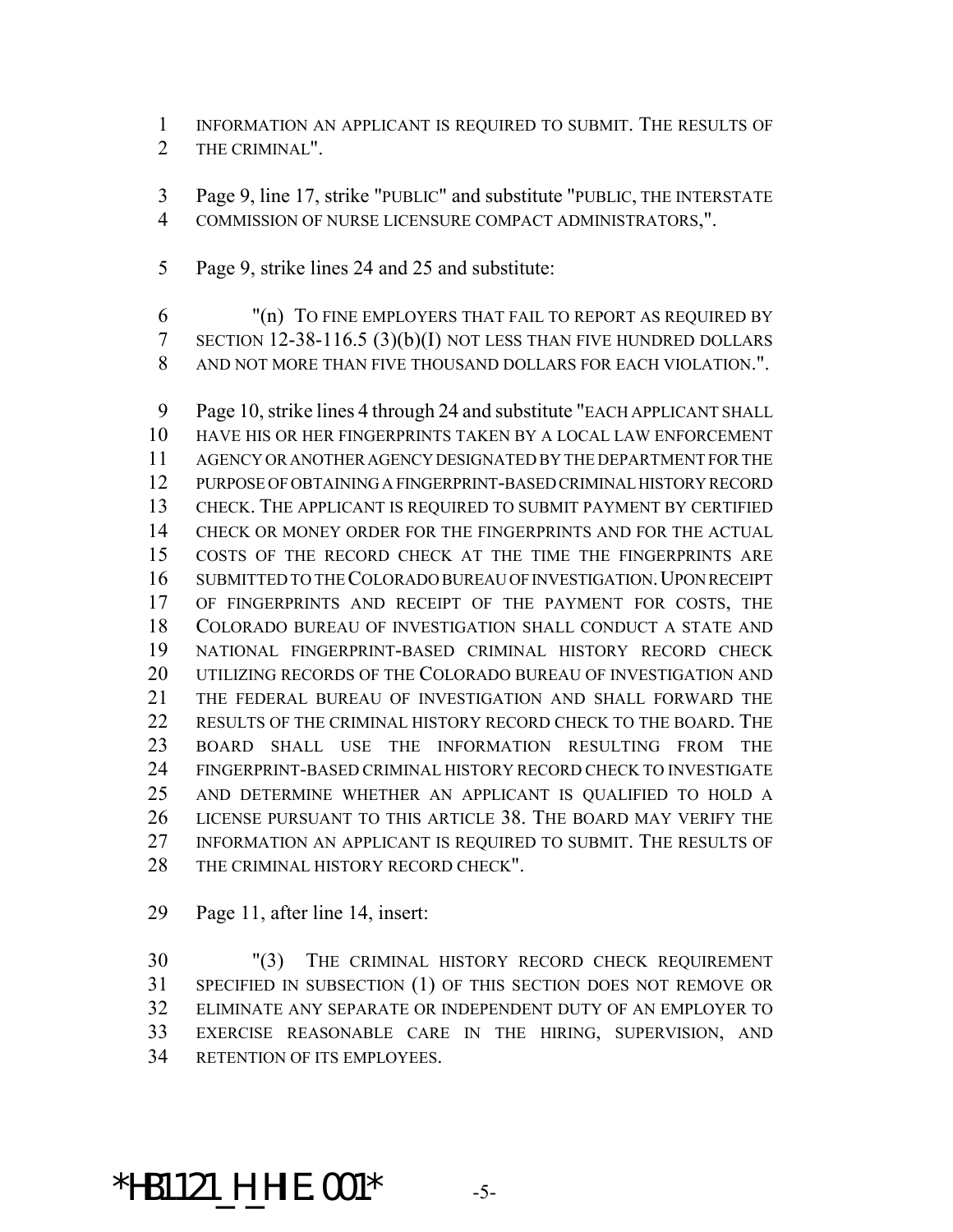INFORMATION AN APPLICANT IS REQUIRED TO SUBMIT. THE RESULTS OF THE CRIMINAL".

Page 9, line 17, strike "PUBLIC" and substitute "PUBLIC, THE INTERSTATE COMMISSION OF NURSE LICENSURE COMPACT ADMINISTRATORS,".

Page 9, strike lines 24 and 25 and substitute:

"(n) TO FINE EMPLOYERS THAT FAIL TO REPORT AS REQUIRED BY SECTION 12-38-116.5 (3)(b)(I) NOT LESS THAN FIVE HUNDRED DOLLARS AND NOT MORE THAN FIVE THOUSAND DOLLARS FOR EACH VIOLATION.".

Page 10, strike lines 4 through 24 and substitute "EACH APPLICANT SHALL HAVE HIS OR HER FINGERPRINTS TAKEN BY A LOCAL LAW ENFORCEMENT AGENCY OR ANOTHER AGENCY DESIGNATED BY THE DEPARTMENT FOR THE PURPOSE OF OBTAINING A FINGERPRINT-BASED CRIMINAL HISTORY RECORD CHECK. THE APPLICANT IS REQUIRED TO SUBMIT PAYMENT BY CERTIFIED CHECK OR MONEY ORDER FOR THE FINGERPRINTS AND FOR THE ACTUAL COSTS OF THE RECORD CHECK AT THE TIME THE FINGERPRINTS ARE SUBMITTED TO THE COLORADO BUREAU OF INVESTIGATION. UPON RECEIPT OF FINGERPRINTS AND RECEIPT OF THE PAYMENT FOR COSTS, THE COLORADO BUREAU OF INVESTIGATION SHALL CONDUCT A STATE AND NATIONAL FINGERPRINT-BASED CRIMINAL HISTORY RECORD CHECK UTILIZING RECORDS OF THE COLORADO BUREAU OF INVESTIGATION AND THE FEDERAL BUREAU OF INVESTIGATION AND SHALL FORWARD THE RESULTS OF THE CRIMINAL HISTORY RECORD CHECK TO THE BOARD. THE BOARD SHALL USE THE INFORMATION RESULTING FROM THE FINGERPRINT-BASED CRIMINAL HISTORY RECORD CHECK TO INVESTIGATE AND DETERMINE WHETHER AN APPLICANT IS QUALIFIED TO HOLD A LICENSE PURSUANT TO THIS ARTICLE 38. THE BOARD MAY VERIFY THE INFORMATION AN APPLICANT IS REQUIRED TO SUBMIT. THE RESULTS OF THE CRIMINAL HISTORY RECORD CHECK".

Page 11, after line 14, insert:

"(3) THE CRIMINAL HISTORY RECORD CHECK REQUIREMENT SPECIFIED IN SUBSECTION (1) OF THIS SECTION DOES NOT REMOVE OR ELIMINATE ANY SEPARATE OR INDEPENDENT DUTY OF AN EMPLOYER TO EXERCISE REASONABLE CARE IN THE HIRING, SUPERVISION, AND RETENTION OF ITS EMPLOYEES.

*HB1121_H_HIE.001*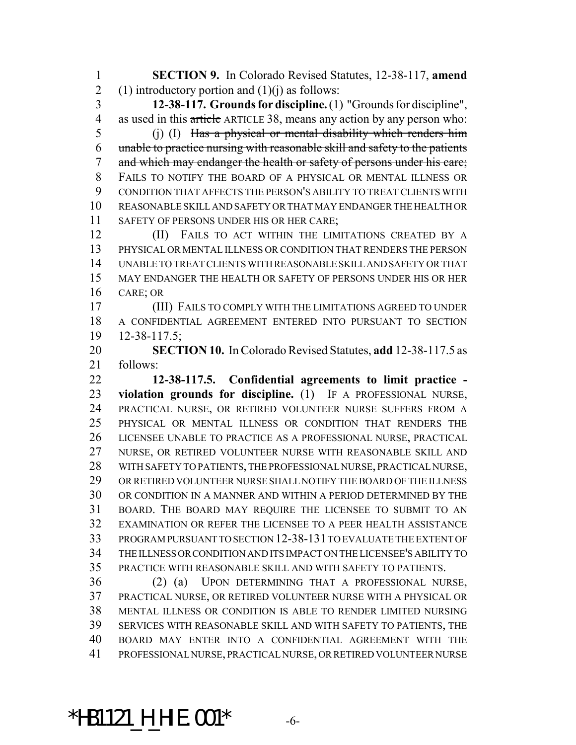**SECTION 9.** In Colorado Revised Statutes, 12-38-117, **amend** (1) introductory portion and (1)(j) as follows:

**12-38-117. Grounds for discipline.** (1) "Grounds for discipline", as used in this ~~article~~ ARTICLE 38, means any action by any person who:

(j) (I) ~~Has a physical or mental disability which renders him unable to practice nursing with reasonable skill and safety to the patients and which may endanger the health or safety of persons under his care;~~ FAILS TO NOTIFY THE BOARD OF A PHYSICAL OR MENTAL ILLNESS OR CONDITION THAT AFFECTS THE PERSON'S ABILITY TO TREAT CLIENTS WITH REASONABLE SKILL AND SAFETY OR THAT MAY ENDANGER THE HEALTH OR SAFETY OF PERSONS UNDER HIS OR HER CARE;

(II) FAILS TO ACT WITHIN THE LIMITATIONS CREATED BY A PHYSICAL OR MENTAL ILLNESS OR CONDITION THAT RENDERS THE PERSON UNABLE TO TREAT CLIENTS WITH REASONABLE SKILL AND SAFETY OR THAT MAY ENDANGER THE HEALTH OR SAFETY OF PERSONS UNDER HIS OR HER CARE; OR

(III) FAILS TO COMPLY WITH THE LIMITATIONS AGREED TO UNDER A CONFIDENTIAL AGREEMENT ENTERED INTO PURSUANT TO SECTION 12-38-117.5;

**SECTION 10.** In Colorado Revised Statutes, **add** 12-38-117.5 as follows:

**12-38-117.5. Confidential agreements to limit practice - violation grounds for discipline.** (1) IF A PROFESSIONAL NURSE, PRACTICAL NURSE, OR RETIRED VOLUNTEER NURSE SUFFERS FROM A PHYSICAL OR MENTAL ILLNESS OR CONDITION THAT RENDERS THE LICENSEE UNABLE TO PRACTICE AS A PROFESSIONAL NURSE, PRACTICAL NURSE, OR RETIRED VOLUNTEER NURSE WITH REASONABLE SKILL AND WITH SAFETY TO PATIENTS, THE PROFESSIONAL NURSE, PRACTICAL NURSE, OR RETIRED VOLUNTEER NURSE SHALL NOTIFY THE BOARD OF THE ILLNESS OR CONDITION IN A MANNER AND WITHIN A PERIOD DETERMINED BY THE BOARD. THE BOARD MAY REQUIRE THE LICENSEE TO SUBMIT TO AN EXAMINATION OR REFER THE LICENSEE TO A PEER HEALTH ASSISTANCE PROGRAM PURSUANT TO SECTION 12-38-131 TO EVALUATE THE EXTENT OF THE ILLNESS OR CONDITION AND ITS IMPACT ON THE LICENSEE'S ABILITY TO PRACTICE WITH REASONABLE SKILL AND WITH SAFETY TO PATIENTS.

(2) (a) UPON DETERMINING THAT A PROFESSIONAL NURSE, PRACTICAL NURSE, OR RETIRED VOLUNTEER NURSE WITH A PHYSICAL OR MENTAL ILLNESS OR CONDITION IS ABLE TO RENDER LIMITED NURSING SERVICES WITH REASONABLE SKILL AND WITH SAFETY TO PATIENTS, THE BOARD MAY ENTER INTO A CONFIDENTIAL AGREEMENT WITH THE PROFESSIONAL NURSE, PRACTICAL NURSE, OR RETIRED VOLUNTEER NURSE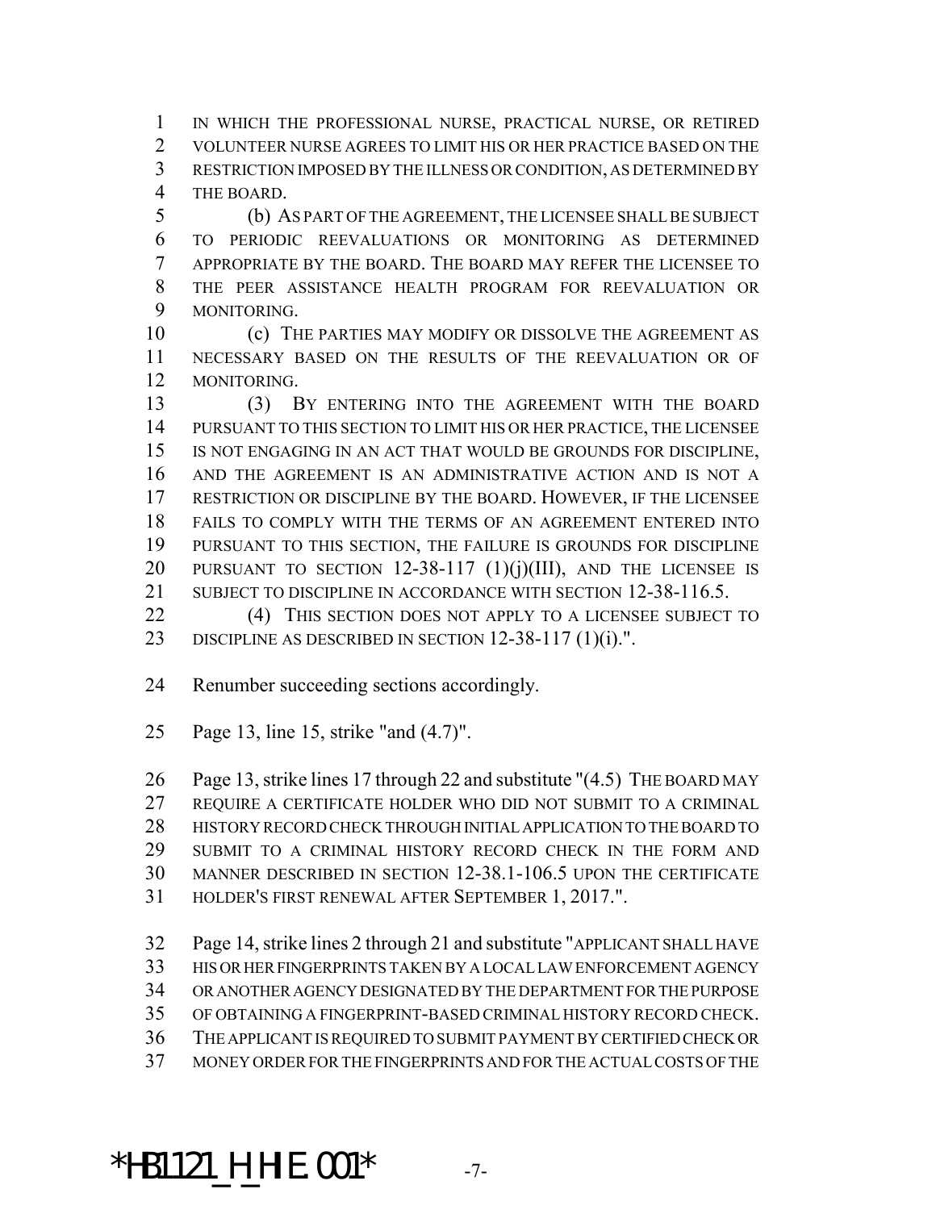IN WHICH THE PROFESSIONAL NURSE, PRACTICAL NURSE, OR RETIRED VOLUNTEER NURSE AGREES TO LIMIT HIS OR HER PRACTICE BASED ON THE RESTRICTION IMPOSED BY THE ILLNESS OR CONDITION, AS DETERMINED BY THE BOARD.

(b) AS PART OF THE AGREEMENT, THE LICENSEE SHALL BE SUBJECT TO PERIODIC REEVALUATIONS OR MONITORING AS DETERMINED APPROPRIATE BY THE BOARD. THE BOARD MAY REFER THE LICENSEE TO THE PEER ASSISTANCE HEALTH PROGRAM FOR REEVALUATION OR MONITORING.

(c) THE PARTIES MAY MODIFY OR DISSOLVE THE AGREEMENT AS NECESSARY BASED ON THE RESULTS OF THE REEVALUATION OR OF MONITORING.

(3) BY ENTERING INTO THE AGREEMENT WITH THE BOARD PURSUANT TO THIS SECTION TO LIMIT HIS OR HER PRACTICE, THE LICENSEE IS NOT ENGAGING IN AN ACT THAT WOULD BE GROUNDS FOR DISCIPLINE, AND THE AGREEMENT IS AN ADMINISTRATIVE ACTION AND IS NOT A RESTRICTION OR DISCIPLINE BY THE BOARD. HOWEVER, IF THE LICENSEE FAILS TO COMPLY WITH THE TERMS OF AN AGREEMENT ENTERED INTO PURSUANT TO THIS SECTION, THE FAILURE IS GROUNDS FOR DISCIPLINE PURSUANT TO SECTION 12-38-117 (1)(j)(III), AND THE LICENSEE IS SUBJECT TO DISCIPLINE IN ACCORDANCE WITH SECTION 12-38-116.5.

(4) THIS SECTION DOES NOT APPLY TO A LICENSEE SUBJECT TO DISCIPLINE AS DESCRIBED IN SECTION 12-38-117 (1)(i).".

Renumber succeeding sections accordingly.

Page 13, line 15, strike "and (4.7)".

Page 13, strike lines 17 through 22 and substitute "(4.5) THE BOARD MAY REQUIRE A CERTIFICATE HOLDER WHO DID NOT SUBMIT TO A CRIMINAL HISTORY RECORD CHECK THROUGH INITIAL APPLICATION TO THE BOARD TO SUBMIT TO A CRIMINAL HISTORY RECORD CHECK IN THE FORM AND MANNER DESCRIBED IN SECTION 12-38.1-106.5 UPON THE CERTIFICATE HOLDER'S FIRST RENEWAL AFTER SEPTEMBER 1, 2017.".

Page 14, strike lines 2 through 21 and substitute "APPLICANT SHALL HAVE HIS OR HER FINGERPRINTS TAKEN BY A LOCAL LAW ENFORCEMENT AGENCY OR ANOTHER AGENCY DESIGNATED BY THE DEPARTMENT FOR THE PURPOSE OF OBTAINING A FINGERPRINT-BASED CRIMINAL HISTORY RECORD CHECK. THE APPLICANT IS REQUIRED TO SUBMIT PAYMENT BY CERTIFIED CHECK OR MONEY ORDER FOR THE FINGERPRINTS AND FOR THE ACTUAL COSTS OF THE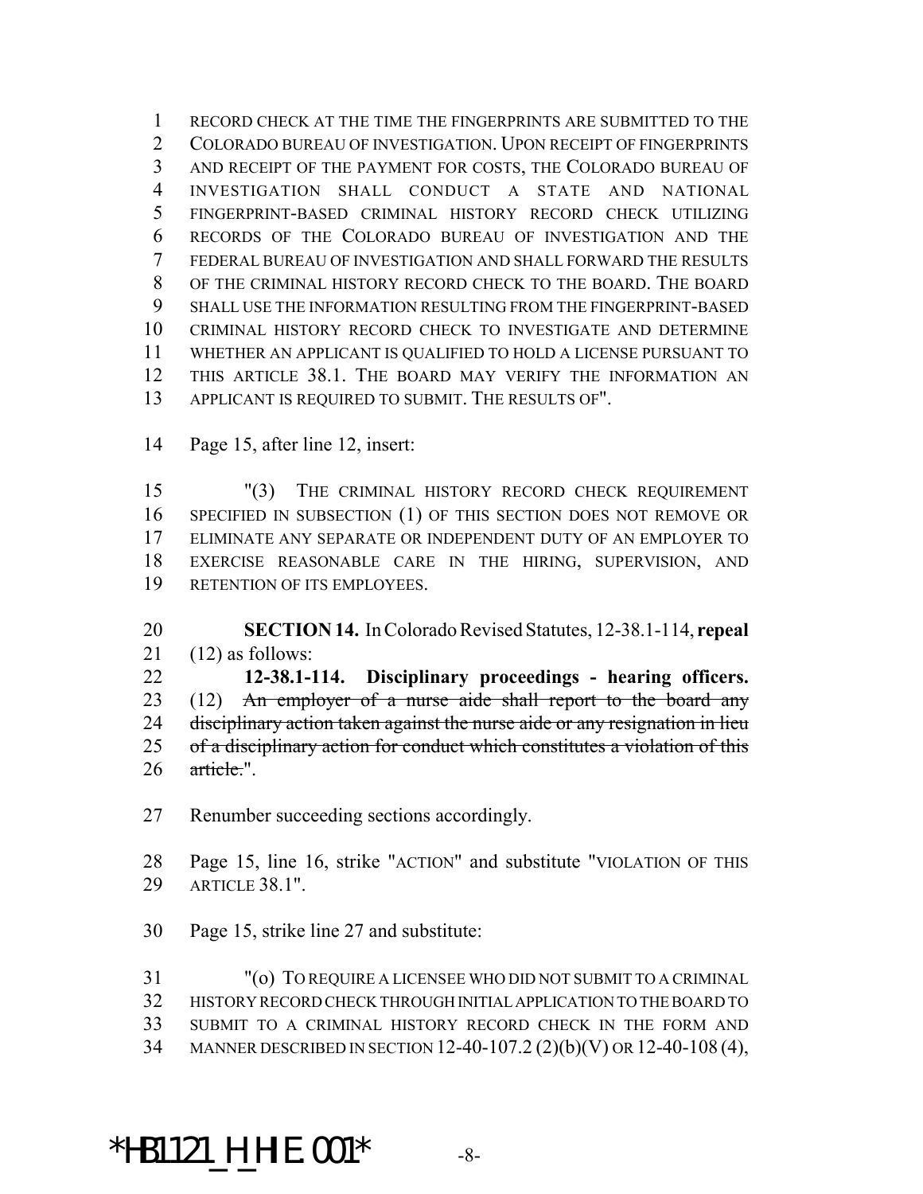RECORD CHECK AT THE TIME THE FINGERPRINTS ARE SUBMITTED TO THE COLORADO BUREAU OF INVESTIGATION. UPON RECEIPT OF FINGERPRINTS AND RECEIPT OF THE PAYMENT FOR COSTS, THE COLORADO BUREAU OF INVESTIGATION SHALL CONDUCT A STATE AND NATIONAL FINGERPRINT-BASED CRIMINAL HISTORY RECORD CHECK UTILIZING RECORDS OF THE COLORADO BUREAU OF INVESTIGATION AND THE FEDERAL BUREAU OF INVESTIGATION AND SHALL FORWARD THE RESULTS OF THE CRIMINAL HISTORY RECORD CHECK TO THE BOARD. THE BOARD SHALL USE THE INFORMATION RESULTING FROM THE FINGERPRINT-BASED CRIMINAL HISTORY RECORD CHECK TO INVESTIGATE AND DETERMINE WHETHER AN APPLICANT IS QUALIFIED TO HOLD A LICENSE PURSUANT TO THIS ARTICLE 38.1. THE BOARD MAY VERIFY THE INFORMATION AN APPLICANT IS REQUIRED TO SUBMIT. THE RESULTS OF".

Page 15, after line 12, insert:

"(3) THE CRIMINAL HISTORY RECORD CHECK REQUIREMENT SPECIFIED IN SUBSECTION (1) OF THIS SECTION DOES NOT REMOVE OR ELIMINATE ANY SEPARATE OR INDEPENDENT DUTY OF AN EMPLOYER TO EXERCISE REASONABLE CARE IN THE HIRING, SUPERVISION, AND RETENTION OF ITS EMPLOYEES.

**SECTION 14.** In Colorado Revised Statutes, 12-38.1-114, **repeal** (12) as follows:

**12-38.1-114. Disciplinary proceedings - hearing officers.** (12) ~~An employer of a nurse aide shall report to the board any disciplinary action taken against the nurse aide or any resignation in lieu of a disciplinary action for conduct which constitutes a violation of this article.~~".

Renumber succeeding sections accordingly.

Page 15, line 16, strike "ACTION" and substitute "VIOLATION OF THIS ARTICLE 38.1".

Page 15, strike line 27 and substitute:

"(o) TO REQUIRE A LICENSEE WHO DID NOT SUBMIT TO A CRIMINAL HISTORY RECORD CHECK THROUGH INITIAL APPLICATION TO THE BOARD TO SUBMIT TO A CRIMINAL HISTORY RECORD CHECK IN THE FORM AND MANNER DESCRIBED IN SECTION 12-40-107.2 (2)(b)(V) OR 12-40-108 (4),

*HB1121_H_HIE.001*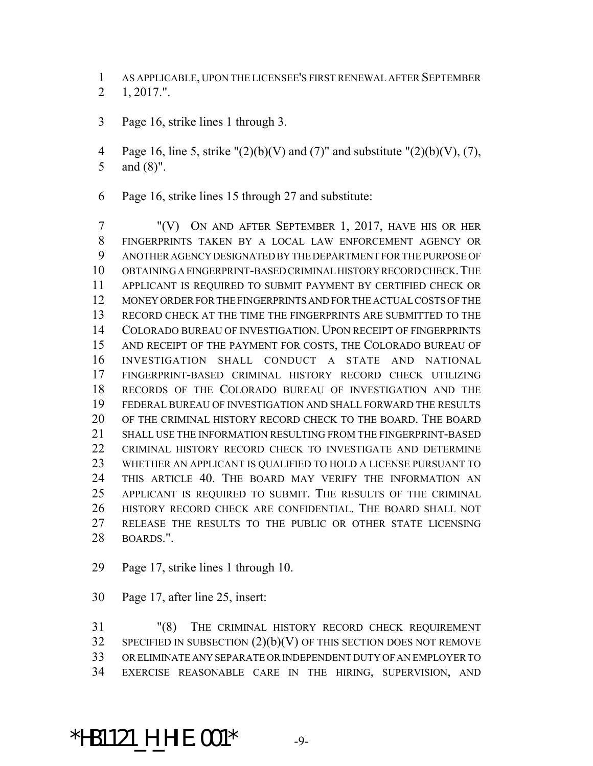AS APPLICABLE, UPON THE LICENSEE'S FIRST RENEWAL AFTER SEPTEMBER 1, 2017.".

Page 16, strike lines 1 through 3.

Page 16, line 5, strike "(2)(b)(V) and (7)" and substitute "(2)(b)(V), (7), and (8)".

Page 16, strike lines 15 through 27 and substitute:

"(V) ON AND AFTER SEPTEMBER 1, 2017, HAVE HIS OR HER FINGERPRINTS TAKEN BY A LOCAL LAW ENFORCEMENT AGENCY OR ANOTHER AGENCY DESIGNATED BY THE DEPARTMENT FOR THE PURPOSE OF OBTAINING A FINGERPRINT-BASED CRIMINAL HISTORY RECORD CHECK. THE APPLICANT IS REQUIRED TO SUBMIT PAYMENT BY CERTIFIED CHECK OR MONEY ORDER FOR THE FINGERPRINTS AND FOR THE ACTUAL COSTS OF THE RECORD CHECK AT THE TIME THE FINGERPRINTS ARE SUBMITTED TO THE COLORADO BUREAU OF INVESTIGATION. UPON RECEIPT OF FINGERPRINTS AND RECEIPT OF THE PAYMENT FOR COSTS, THE COLORADO BUREAU OF INVESTIGATION SHALL CONDUCT A STATE AND NATIONAL FINGERPRINT-BASED CRIMINAL HISTORY RECORD CHECK UTILIZING RECORDS OF THE COLORADO BUREAU OF INVESTIGATION AND THE FEDERAL BUREAU OF INVESTIGATION AND SHALL FORWARD THE RESULTS OF THE CRIMINAL HISTORY RECORD CHECK TO THE BOARD. THE BOARD SHALL USE THE INFORMATION RESULTING FROM THE FINGERPRINT-BASED CRIMINAL HISTORY RECORD CHECK TO INVESTIGATE AND DETERMINE WHETHER AN APPLICANT IS QUALIFIED TO HOLD A LICENSE PURSUANT TO THIS ARTICLE 40. THE BOARD MAY VERIFY THE INFORMATION AN APPLICANT IS REQUIRED TO SUBMIT. THE RESULTS OF THE CRIMINAL HISTORY RECORD CHECK ARE CONFIDENTIAL. THE BOARD SHALL NOT RELEASE THE RESULTS TO THE PUBLIC OR OTHER STATE LICENSING BOARDS.".

Page 17, strike lines 1 through 10.

Page 17, after line 25, insert:

"(8) THE CRIMINAL HISTORY RECORD CHECK REQUIREMENT SPECIFIED IN SUBSECTION (2)(b)(V) OF THIS SECTION DOES NOT REMOVE OR ELIMINATE ANY SEPARATE OR INDEPENDENT DUTY OF AN EMPLOYER TO EXERCISE REASONABLE CARE IN THE HIRING, SUPERVISION, AND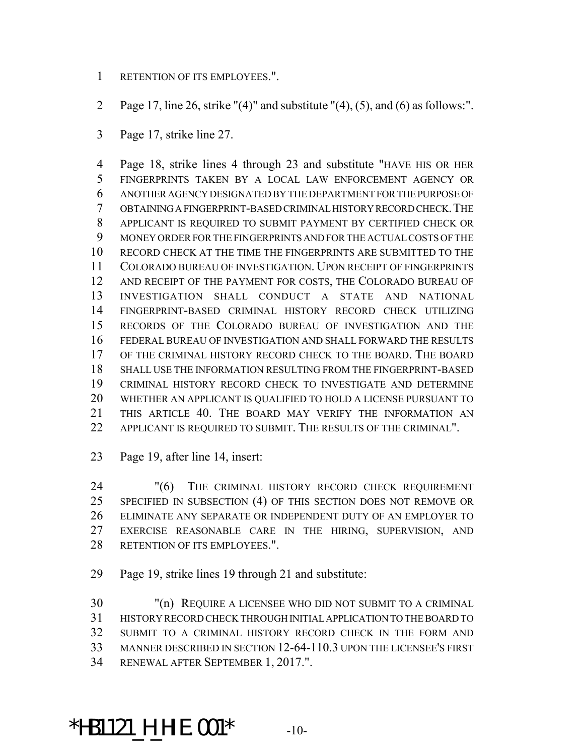RETENTION OF ITS EMPLOYEES.".

Page 17, line 26, strike "(4)" and substitute "(4), (5), and (6) as follows:".

Page 17, strike line 27.

Page 18, strike lines 4 through 23 and substitute "HAVE HIS OR HER FINGERPRINTS TAKEN BY A LOCAL LAW ENFORCEMENT AGENCY OR ANOTHER AGENCY DESIGNATED BY THE DEPARTMENT FOR THE PURPOSE OF OBTAINING A FINGERPRINT-BASED CRIMINAL HISTORY RECORD CHECK. THE APPLICANT IS REQUIRED TO SUBMIT PAYMENT BY CERTIFIED CHECK OR MONEY ORDER FOR THE FINGERPRINTS AND FOR THE ACTUAL COSTS OF THE RECORD CHECK AT THE TIME THE FINGERPRINTS ARE SUBMITTED TO THE COLORADO BUREAU OF INVESTIGATION. UPON RECEIPT OF FINGERPRINTS AND RECEIPT OF THE PAYMENT FOR COSTS, THE COLORADO BUREAU OF INVESTIGATION SHALL CONDUCT A STATE AND NATIONAL FINGERPRINT-BASED CRIMINAL HISTORY RECORD CHECK UTILIZING RECORDS OF THE COLORADO BUREAU OF INVESTIGATION AND THE FEDERAL BUREAU OF INVESTIGATION AND SHALL FORWARD THE RESULTS OF THE CRIMINAL HISTORY RECORD CHECK TO THE BOARD. THE BOARD SHALL USE THE INFORMATION RESULTING FROM THE FINGERPRINT-BASED CRIMINAL HISTORY RECORD CHECK TO INVESTIGATE AND DETERMINE WHETHER AN APPLICANT IS QUALIFIED TO HOLD A LICENSE PURSUANT TO THIS ARTICLE 40. THE BOARD MAY VERIFY THE INFORMATION AN APPLICANT IS REQUIRED TO SUBMIT. THE RESULTS OF THE CRIMINAL".

Page 19, after line 14, insert:

"(6) THE CRIMINAL HISTORY RECORD CHECK REQUIREMENT SPECIFIED IN SUBSECTION (4) OF THIS SECTION DOES NOT REMOVE OR ELIMINATE ANY SEPARATE OR INDEPENDENT DUTY OF AN EMPLOYER TO EXERCISE REASONABLE CARE IN THE HIRING, SUPERVISION, AND RETENTION OF ITS EMPLOYEES.".

Page 19, strike lines 19 through 21 and substitute:

"(n) REQUIRE A LICENSEE WHO DID NOT SUBMIT TO A CRIMINAL HISTORY RECORD CHECK THROUGH INITIAL APPLICATION TO THE BOARD TO SUBMIT TO A CRIMINAL HISTORY RECORD CHECK IN THE FORM AND MANNER DESCRIBED IN SECTION 12-64-110.3 UPON THE LICENSEE'S FIRST RENEWAL AFTER SEPTEMBER 1, 2017.".

*HB1121_H_HIE.001*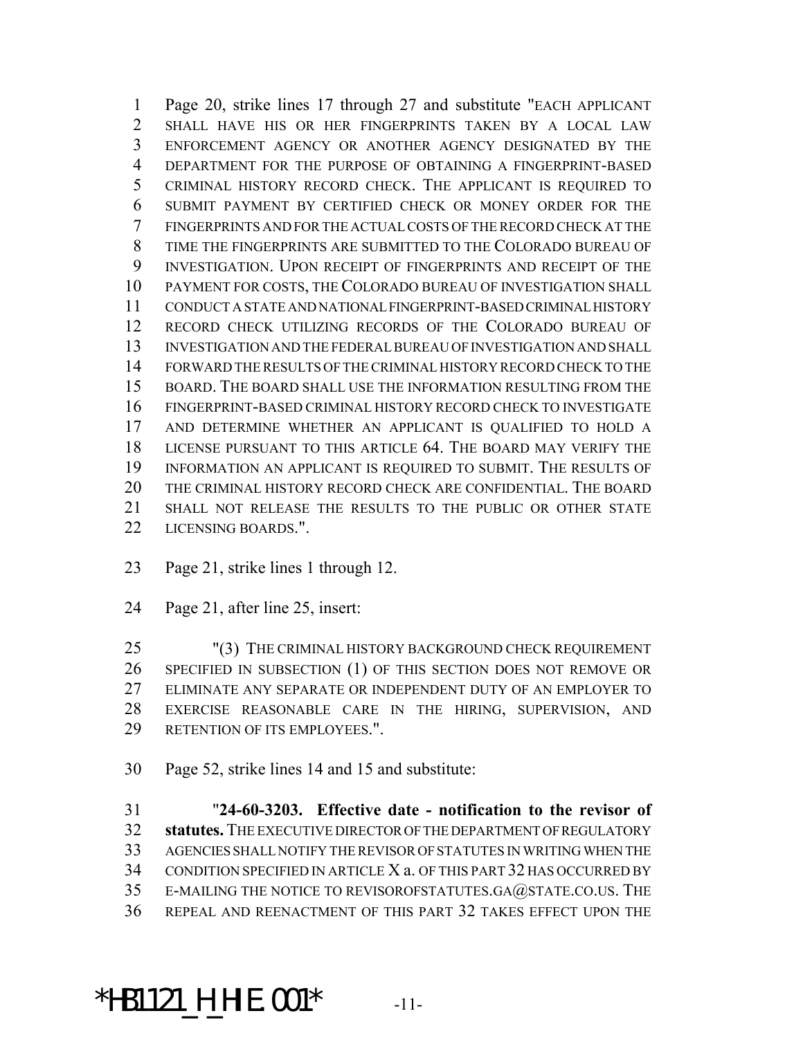Page 20, strike lines 17 through 27 and substitute "EACH APPLICANT SHALL HAVE HIS OR HER FINGERPRINTS TAKEN BY A LOCAL LAW ENFORCEMENT AGENCY OR ANOTHER AGENCY DESIGNATED BY THE DEPARTMENT FOR THE PURPOSE OF OBTAINING A FINGERPRINT-BASED CRIMINAL HISTORY RECORD CHECK. THE APPLICANT IS REQUIRED TO SUBMIT PAYMENT BY CERTIFIED CHECK OR MONEY ORDER FOR THE FINGERPRINTS AND FOR THE ACTUAL COSTS OF THE RECORD CHECK AT THE TIME THE FINGERPRINTS ARE SUBMITTED TO THE COLORADO BUREAU OF INVESTIGATION. UPON RECEIPT OF FINGERPRINTS AND RECEIPT OF THE PAYMENT FOR COSTS, THE COLORADO BUREAU OF INVESTIGATION SHALL CONDUCT A STATE AND NATIONAL FINGERPRINT-BASED CRIMINAL HISTORY RECORD CHECK UTILIZING RECORDS OF THE COLORADO BUREAU OF INVESTIGATION AND THE FEDERAL BUREAU OF INVESTIGATION AND SHALL FORWARD THE RESULTS OF THE CRIMINAL HISTORY RECORD CHECK TO THE BOARD. THE BOARD SHALL USE THE INFORMATION RESULTING FROM THE FINGERPRINT-BASED CRIMINAL HISTORY RECORD CHECK TO INVESTIGATE AND DETERMINE WHETHER AN APPLICANT IS QUALIFIED TO HOLD A LICENSE PURSUANT TO THIS ARTICLE 64. THE BOARD MAY VERIFY THE INFORMATION AN APPLICANT IS REQUIRED TO SUBMIT. THE RESULTS OF THE CRIMINAL HISTORY RECORD CHECK ARE CONFIDENTIAL. THE BOARD SHALL NOT RELEASE THE RESULTS TO THE PUBLIC OR OTHER STATE LICENSING BOARDS.".

Page 21, strike lines 1 through 12.

Page 21, after line 25, insert:

"(3) THE CRIMINAL HISTORY BACKGROUND CHECK REQUIREMENT SPECIFIED IN SUBSECTION (1) OF THIS SECTION DOES NOT REMOVE OR ELIMINATE ANY SEPARATE OR INDEPENDENT DUTY OF AN EMPLOYER TO EXERCISE REASONABLE CARE IN THE HIRING, SUPERVISION, AND RETENTION OF ITS EMPLOYEES.".

Page 52, strike lines 14 and 15 and substitute:

"**24-60-3203. Effective date - notification to the revisor of statutes.** THE EXECUTIVE DIRECTOR OF THE DEPARTMENT OF REGULATORY AGENCIES SHALL NOTIFY THE REVISOR OF STATUTES IN WRITING WHEN THE CONDITION SPECIFIED IN ARTICLE X a. OF THIS PART 32 HAS OCCURRED BY E-MAILING THE NOTICE TO REVISOROFSTATUTES.GA@STATE.CO.US. THE REPEAL AND REENACTMENT OF THIS PART 32 TAKES EFFECT UPON THE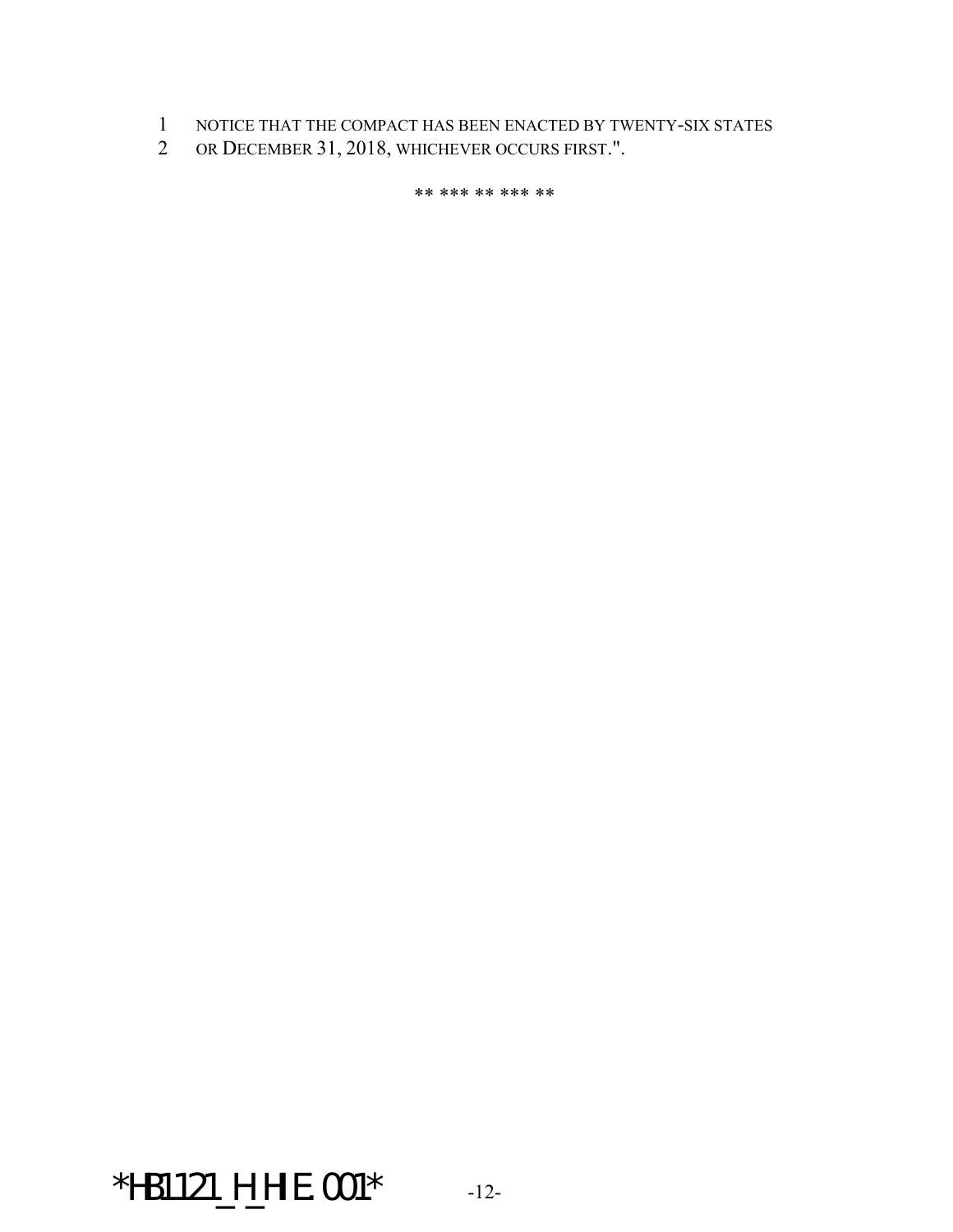NOTICE THAT THE COMPACT HAS BEEN ENACTED BY TWENTY-SIX STATES OR DECEMBER 31, 2018, WHICHEVER OCCURS FIRST.".

** *** ** *** **